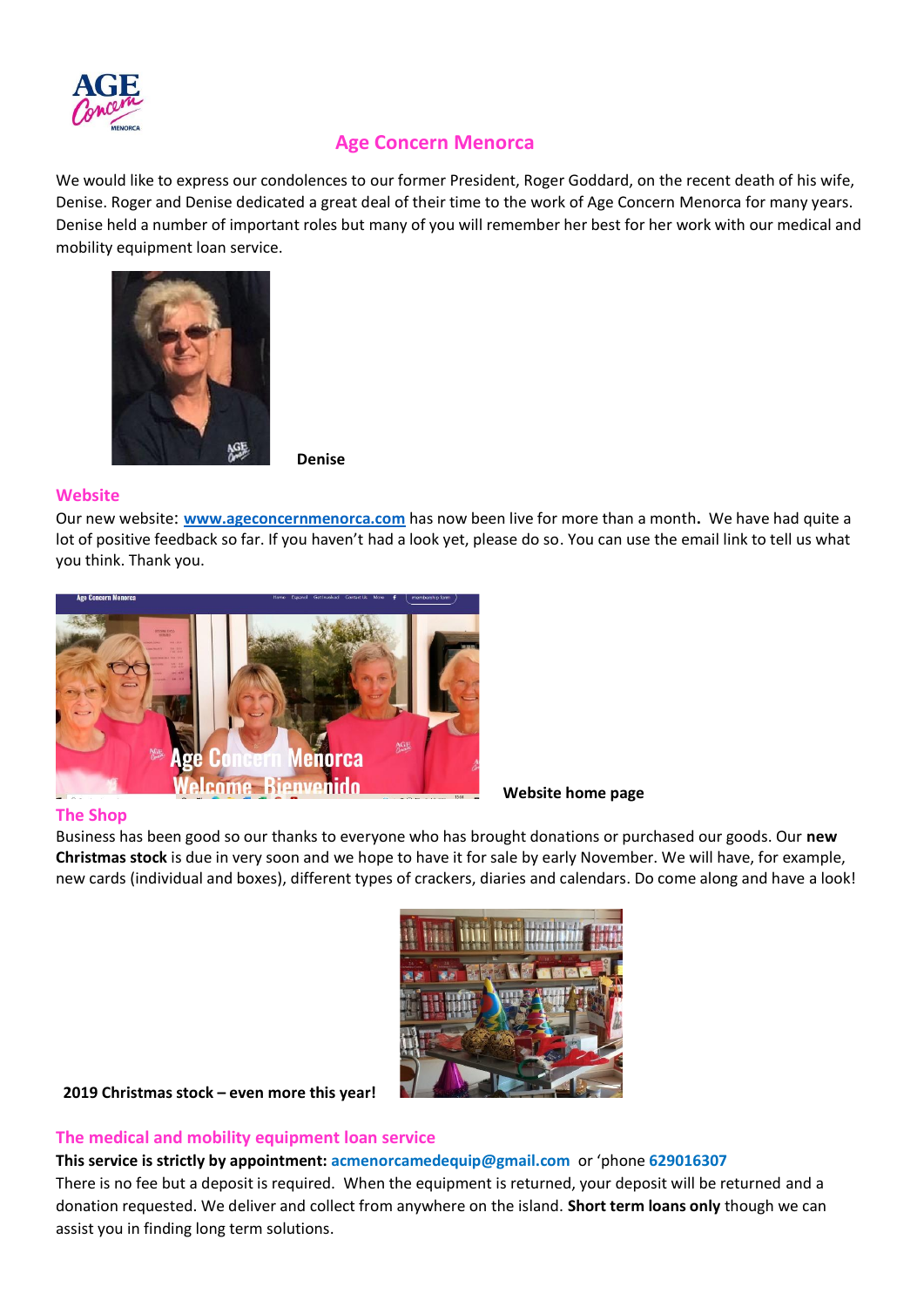# Age Concern Menorca

We would like to express our condolences to our former President, Roger Goddard, on the recent death of his wife, Denise. Roger and Denise dedicated a great deal of their time to the work of Age Concern Menorca for many years. Denise held a number of important roles but many of you will remember her best for her work with our medical and mobility equipment loan service.

**Denise**

## Website

Our new website: [www.ageconcernmenorca.com](http://www.ageconcernmenorca.com) has now been live for more than a month**.** We have had quite a lot of positive feedback so far. If you haven't had a look yet, please do so. You can use the email link to tell us what you think. Thank you.

**Website home page**

## The Shop

Business has been good so our thanks to everyone who has brought donations or purchased our goods. Our **new Christmas stock** is due in very soon and we hope to have it for sale by early November. We will have, for example, new cards (individual and boxes), different types of crackers, diaries and calendars. Do come along and have a look!

**2019 Christmas stock – even more this year!**

## The medical and mobility equipment loan service

**This service is strictly by appointment:** **acmenorcamedequip@gmail.com** or 'phone **629016307**

There is no fee but a deposit is required. When the equipment is returned, your deposit will be returned and a donation requested. We deliver and collect from anywhere on the island. **Short term loans only** though we can assist you in finding long term solutions.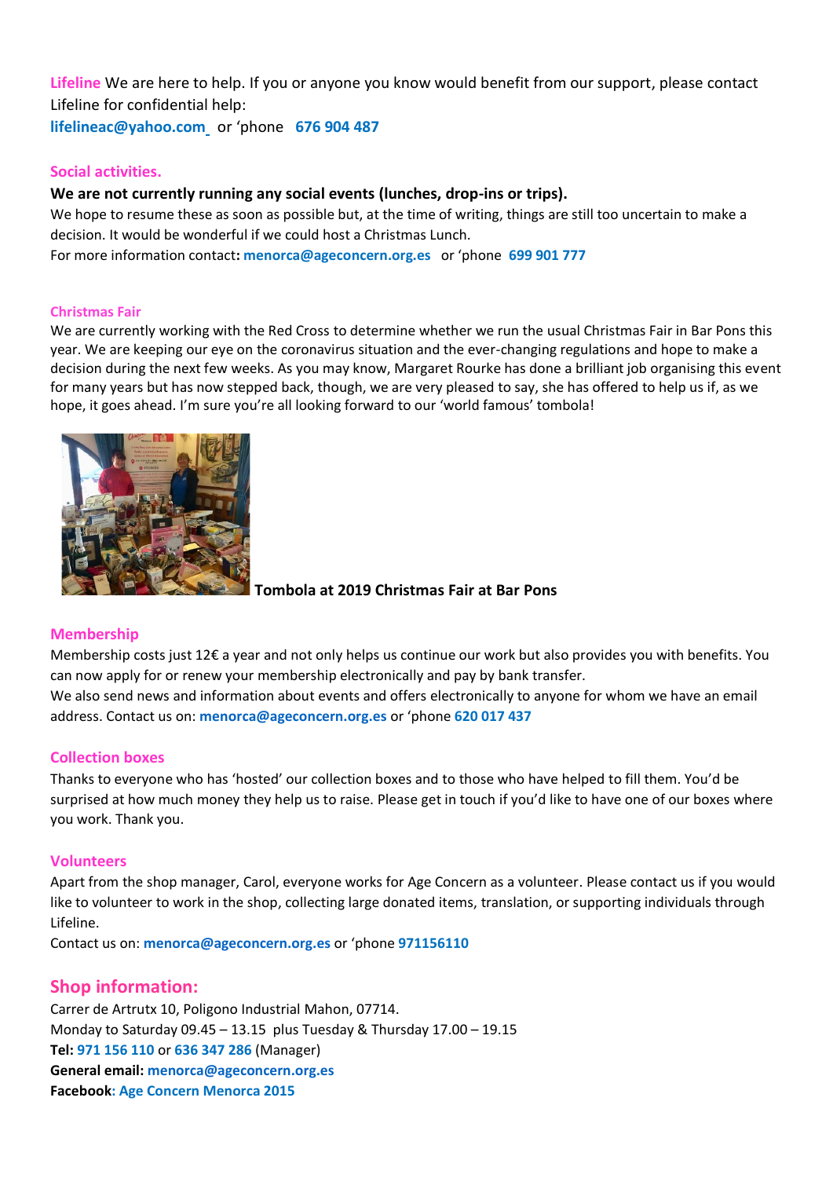**Lifeline** We are here to help. If you or anyone you know would benefit from our support, please contact Lifeline for confidential help:
**lifelineac@yahoo.com** or 'phone **676 904 487**

## Social activities.

**We are not currently running any social events (lunches, drop-ins or trips).**
We hope to resume these as soon as possible but, at the time of writing, things are still too uncertain to make a decision. It would be wonderful if we could host a Christmas Lunch.
For more information contact**:** **menorca@ageconcern.org.es** or 'phone **699 901 777**

### Christmas Fair

We are currently working with the Red Cross to determine whether we run the usual Christmas Fair in Bar Pons this year. We are keeping our eye on the coronavirus situation and the ever-changing regulations and hope to make a decision during the next few weeks. As you may know, Margaret Rourke has done a brilliant job organising this event for many years but has now stepped back, though, we are very pleased to say, she has offered to help us if, as we hope, it goes ahead. I'm sure you're all looking forward to our 'world famous' tombola!

**Tombola at 2019 Christmas Fair at Bar Pons**

## Membership

Membership costs just 12€ a year and not only helps us continue our work but also provides you with benefits. You can now apply for or renew your membership electronically and pay by bank transfer.
We also send news and information about events and offers electronically to anyone for whom we have an email address. Contact us on: **menorca@ageconcern.org.es** or 'phone **620 017 437**

## Collection boxes

Thanks to everyone who has 'hosted' our collection boxes and to those who have helped to fill them. You'd be surprised at how much money they help us to raise. Please get in touch if you'd like to have one of our boxes where you work. Thank you.

## Volunteers

Apart from the shop manager, Carol, everyone works for Age Concern as a volunteer. Please contact us if you would like to volunteer to work in the shop, collecting large donated items, translation, or supporting individuals through Lifeline.
Contact us on: **menorca@ageconcern.org.es** or 'phone **971156110**

## Shop information:

Carrer de Artrutx 10, Poligono Industrial Mahon, 07714.
Monday to Saturday 09.45 – 13.15 plus Tuesday & Thursday 17.00 – 19.15
**Tel:** **971 156 110** or **636 347 286** (Manager)
**General email:** **menorca@ageconcern.org.es**
**Facebook**: **Age Concern Menorca 2015**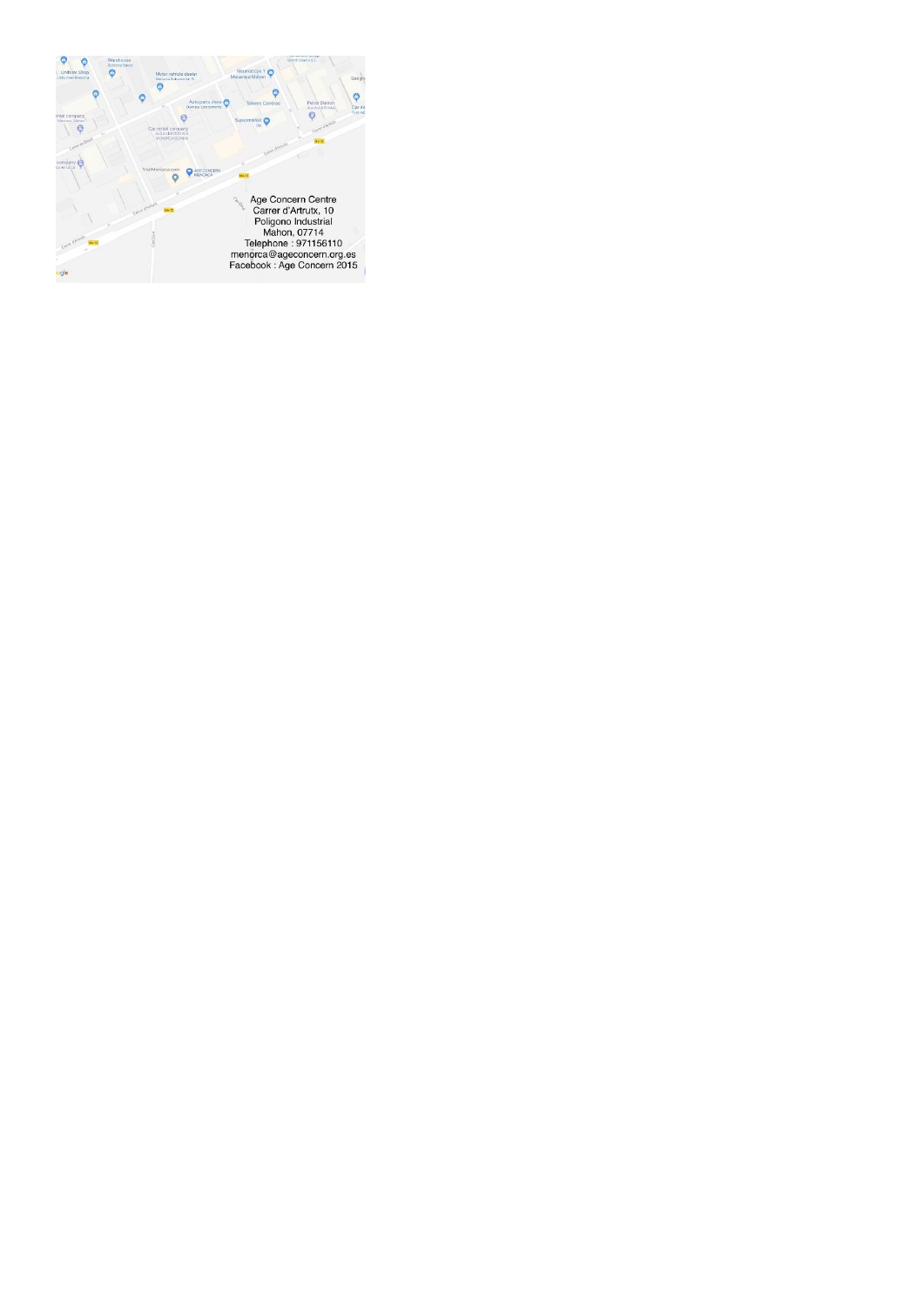Age Concern Centre
Carrer d'Artrutx, 10
Poligono Industrial
Mahon, 07714
Telephone : 971156110
menorca@ageconcern.org.es
Facebook : Age Concern 2015